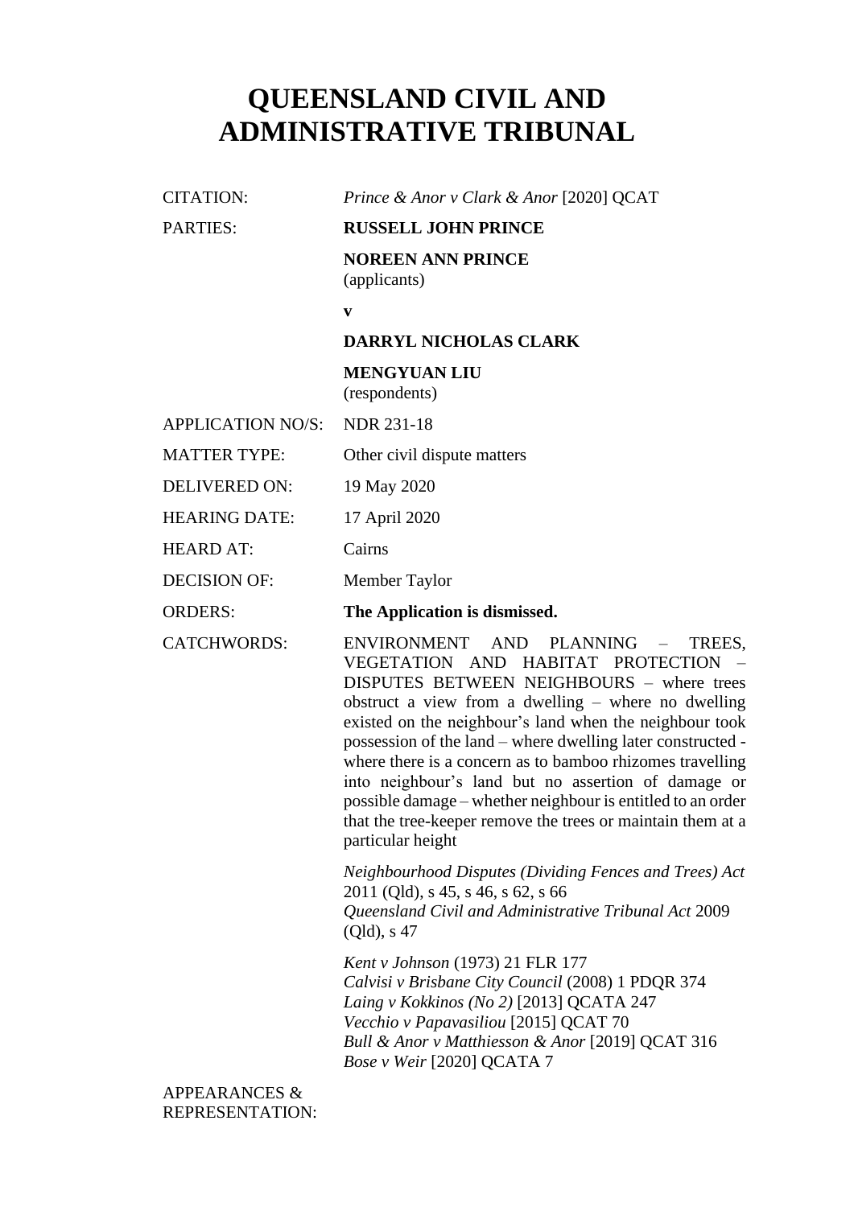# QUEENSLAND CIVIL AND ADMINISTRATIVE TRIBUNAL

| | |
|---|---|
| CITATION: | *Prince & Anor v Clark & Anor* [2020] QCAT |
| PARTIES: | **RUSSELL JOHN PRINCE**<br><br>**NOREEN ANN PRINCE**<br>(applicants)<br><br>**v**<br><br>**DARRYL NICHOLAS CLARK**<br><br>**MENGYUAN LIU**<br>(respondents) |
| APPLICATION NO/S: | NDR 231-18 |
| MATTER TYPE: | Other civil dispute matters |
| DELIVERED ON: | 19 May 2020 |
| HEARING DATE: | 17 April 2020 |
| HEARD AT: | Cairns |
| DECISION OF: | Member Taylor |
| ORDERS: | **The Application is dismissed.** |
| CATCHWORDS: | ENVIRONMENT AND PLANNING – TREES, VEGETATION AND HABITAT PROTECTION – DISPUTES BETWEEN NEIGHBOURS – where trees obstruct a view from a dwelling – where no dwelling existed on the neighbour's land when the neighbour took possession of the land – where dwelling later constructed - where there is a concern as to bamboo rhizomes travelling into neighbour's land but no assertion of damage or possible damage – whether neighbour is entitled to an order that the tree-keeper remove the trees or maintain them at a particular height<br><br>*Neighbourhood Disputes (Dividing Fences and Trees) Act* 2011 (Qld), s 45, s 46, s 62, s 66<br>*Queensland Civil and Administrative Tribunal Act* 2009 (Qld), s 47<br><br>*Kent v Johnson* (1973) 21 FLR 177<br>*Calvisi v Brisbane City Council* (2008) 1 PDQR 374<br>*Laing v Kokkinos (No 2)* [2013] QCATA 247<br>*Vecchio v Papavasiliou* [2015] QCAT 70<br>*Bull & Anor v Matthiesson & Anor* [2019] QCAT 316<br>*Bose v Weir* [2020] QCATA 7 |
| APPEARANCES & REPRESENTATION: | |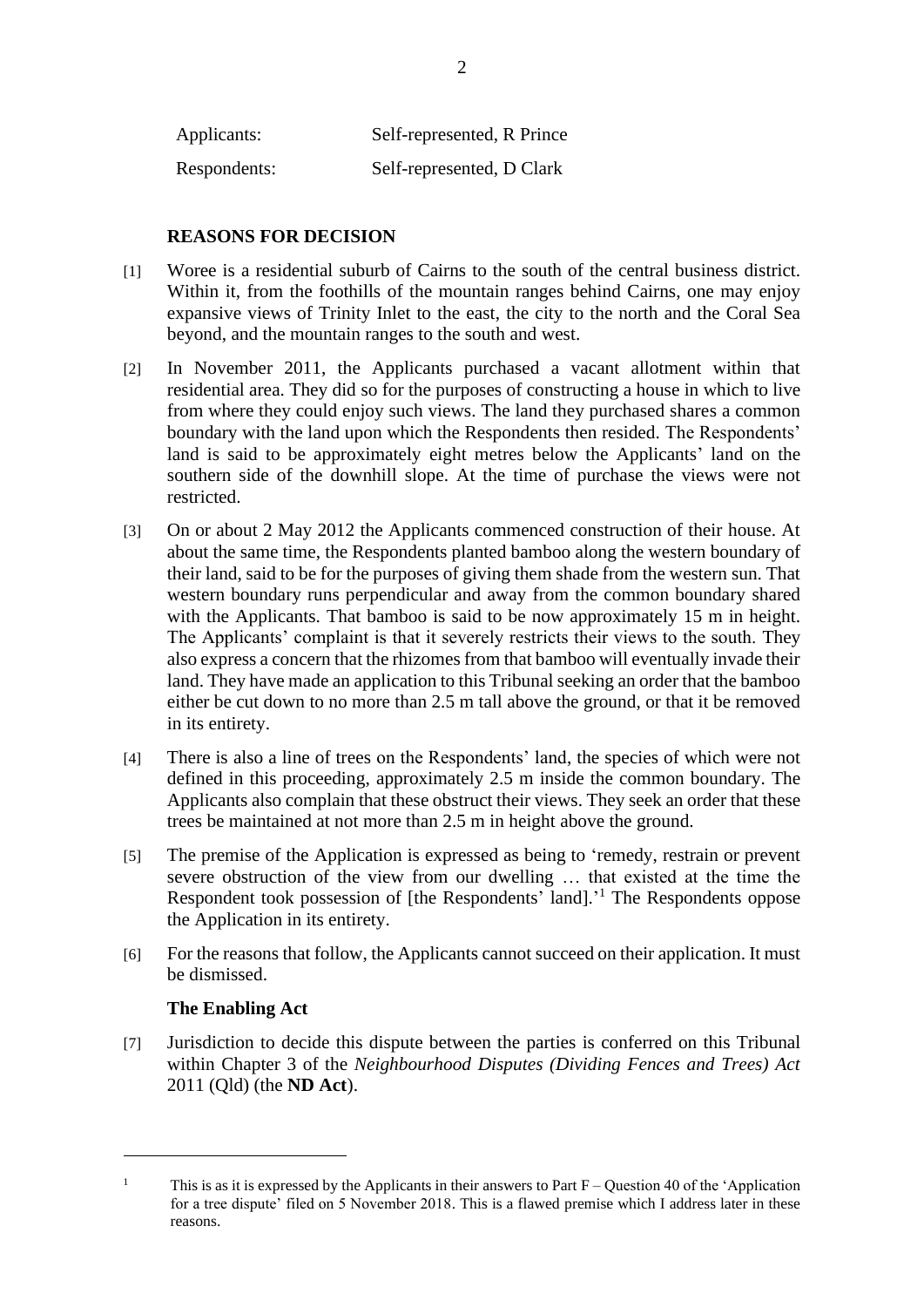| Applicants: | Self-represented, R Prince |
| --- | --- |
| Respondents: | Self-represented, D Clark |

## REASONS FOR DECISION

[1] Woree is a residential suburb of Cairns to the south of the central business district. Within it, from the foothills of the mountain ranges behind Cairns, one may enjoy expansive views of Trinity Inlet to the east, the city to the north and the Coral Sea beyond, and the mountain ranges to the south and west.

[2] In November 2011, the Applicants purchased a vacant allotment within that residential area. They did so for the purposes of constructing a house in which to live from where they could enjoy such views. The land they purchased shares a common boundary with the land upon which the Respondents then resided. The Respondents' land is said to be approximately eight metres below the Applicants' land on the southern side of the downhill slope. At the time of purchase the views were not restricted.

[3] On or about 2 May 2012 the Applicants commenced construction of their house. At about the same time, the Respondents planted bamboo along the western boundary of their land, said to be for the purposes of giving them shade from the western sun. That western boundary runs perpendicular and away from the common boundary shared with the Applicants. That bamboo is said to be now approximately 15 m in height. The Applicants' complaint is that it severely restricts their views to the south. They also express a concern that the rhizomes from that bamboo will eventually invade their land. They have made an application to this Tribunal seeking an order that the bamboo either be cut down to no more than 2.5 m tall above the ground, or that it be removed in its entirety.

[4] There is also a line of trees on the Respondents' land, the species of which were not defined in this proceeding, approximately 2.5 m inside the common boundary. The Applicants also complain that these obstruct their views. They seek an order that these trees be maintained at not more than 2.5 m in height above the ground.

[5] The premise of the Application is expressed as being to 'remedy, restrain or prevent severe obstruction of the view from our dwelling … that existed at the time the Respondent took possession of [the Respondents' land].'[1] The Respondents oppose the Application in its entirety.

[6] For the reasons that follow, the Applicants cannot succeed on their application. It must be dismissed.

### The Enabling Act

[7] Jurisdiction to decide this dispute between the parties is conferred on this Tribunal within Chapter 3 of the *Neighbourhood Disputes (Dividing Fences and Trees) Act* 2011 (Qld) (the **ND Act**).

---

[1] This is as it is expressed by the Applicants in their answers to Part F – Question 40 of the 'Application for a tree dispute' filed on 5 November 2018. This is a flawed premise which I address later in these reasons.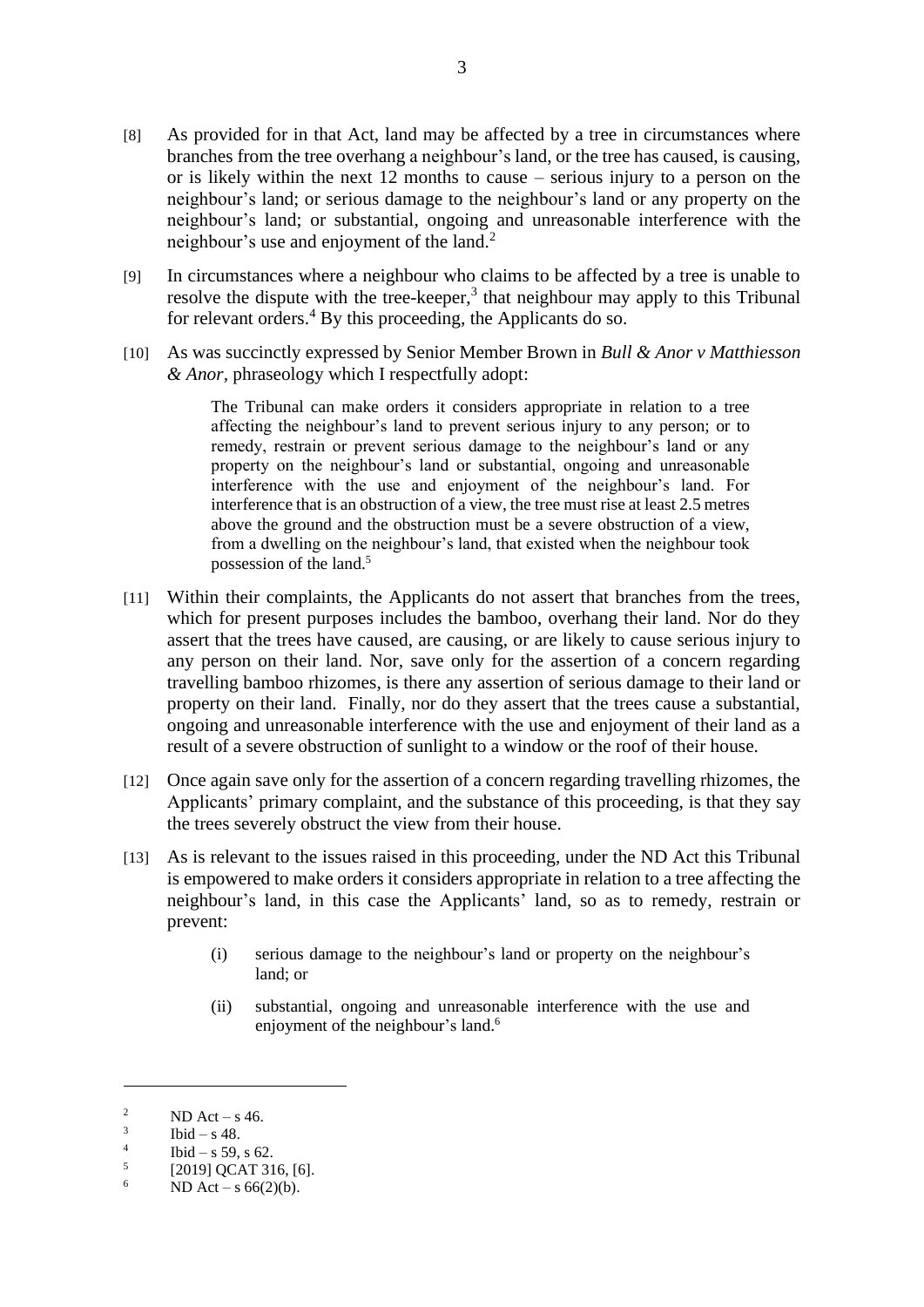[8] As provided for in that Act, land may be affected by a tree in circumstances where branches from the tree overhang a neighbour's land, or the tree has caused, is causing, or is likely within the next 12 months to cause – serious injury to a person on the neighbour's land; or serious damage to the neighbour's land or any property on the neighbour's land; or substantial, ongoing and unreasonable interference with the neighbour's use and enjoyment of the land.[2]

[9] In circumstances where a neighbour who claims to be affected by a tree is unable to resolve the dispute with the tree-keeper,[3] that neighbour may apply to this Tribunal for relevant orders.[4] By this proceeding, the Applicants do so.

[10] As was succinctly expressed by Senior Member Brown in *Bull & Anor v Matthiesson & Anor*, phraseology which I respectfully adopt:

> The Tribunal can make orders it considers appropriate in relation to a tree affecting the neighbour's land to prevent serious injury to any person; or to remedy, restrain or prevent serious damage to the neighbour's land or any property on the neighbour's land or substantial, ongoing and unreasonable interference with the use and enjoyment of the neighbour's land. For interference that is an obstruction of a view, the tree must rise at least 2.5 metres above the ground and the obstruction must be a severe obstruction of a view, from a dwelling on the neighbour's land, that existed when the neighbour took possession of the land.[5]

[11] Within their complaints, the Applicants do not assert that branches from the trees, which for present purposes includes the bamboo, overhang their land. Nor do they assert that the trees have caused, are causing, or are likely to cause serious injury to any person on their land. Nor, save only for the assertion of a concern regarding travelling bamboo rhizomes, is there any assertion of serious damage to their land or property on their land. Finally, nor do they assert that the trees cause a substantial, ongoing and unreasonable interference with the use and enjoyment of their land as a result of a severe obstruction of sunlight to a window or the roof of their house.

[12] Once again save only for the assertion of a concern regarding travelling rhizomes, the Applicants' primary complaint, and the substance of this proceeding, is that they say the trees severely obstruct the view from their house.

[13] As is relevant to the issues raised in this proceeding, under the ND Act this Tribunal is empowered to make orders it considers appropriate in relation to a tree affecting the neighbour's land, in this case the Applicants' land, so as to remedy, restrain or prevent:

> (i) serious damage to the neighbour's land or property on the neighbour's land; or
>
> (ii) substantial, ongoing and unreasonable interference with the use and enjoyment of the neighbour's land.[6]

---

[2] ND Act – s 46.

[3] Ibid – s 48.

[4] Ibid – s 59, s 62.

[5] [2019] QCAT 316, [6].

[6] ND Act – s 66(2)(b).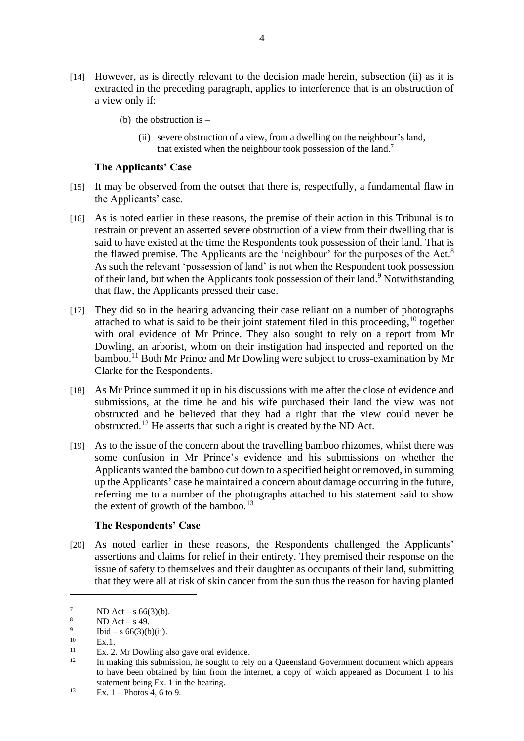[14] However, as is directly relevant to the decision made herein, subsection (ii) as it is extracted in the preceding paragraph, applies to interference that is an obstruction of a view only if:

> (b) the obstruction is –
>
> > (ii) severe obstruction of a view, from a dwelling on the neighbour's land, that existed when the neighbour took possession of the land.[7]

### The Applicants' Case

[15] It may be observed from the outset that there is, respectfully, a fundamental flaw in the Applicants' case.

[16] As is noted earlier in these reasons, the premise of their action in this Tribunal is to restrain or prevent an asserted severe obstruction of a view from their dwelling that is said to have existed at the time the Respondents took possession of their land. That is the flawed premise. The Applicants are the 'neighbour' for the purposes of the Act.[8] As such the relevant 'possession of land' is not when the Respondent took possession of their land, but when the Applicants took possession of their land.[9] Notwithstanding that flaw, the Applicants pressed their case.

[17] They did so in the hearing advancing their case reliant on a number of photographs attached to what is said to be their joint statement filed in this proceeding,[10] together with oral evidence of Mr Prince. They also sought to rely on a report from Mr Dowling, an arborist, whom on their instigation had inspected and reported on the bamboo.[11] Both Mr Prince and Mr Dowling were subject to cross-examination by Mr Clarke for the Respondents.

[18] As Mr Prince summed it up in his discussions with me after the close of evidence and submissions, at the time he and his wife purchased their land the view was not obstructed and he believed that they had a right that the view could never be obstructed.[12] He asserts that such a right is created by the ND Act.

[19] As to the issue of the concern about the travelling bamboo rhizomes, whilst there was some confusion in Mr Prince's evidence and his submissions on whether the Applicants wanted the bamboo cut down to a specified height or removed, in summing up the Applicants' case he maintained a concern about damage occurring in the future, referring me to a number of the photographs attached to his statement said to show the extent of growth of the bamboo.[13]

### The Respondents' Case

[20] As noted earlier in these reasons, the Respondents challenged the Applicants' assertions and claims for relief in their entirety. They premised their response on the issue of safety to themselves and their daughter as occupants of their land, submitting that they were all at risk of skin cancer from the sun thus the reason for having planted

---

[7] ND Act – s 66(3)(b).

[8] ND Act – s 49.

[9] Ibid – s 66(3)(b)(ii).

[10] Ex.1.

[11] Ex. 2. Mr Dowling also gave oral evidence.

[12] In making this submission, he sought to rely on a Queensland Government document which appears to have been obtained by him from the internet, a copy of which appeared as Document 1 to his statement being Ex. 1 in the hearing.

[13] Ex. 1 – Photos 4, 6 to 9.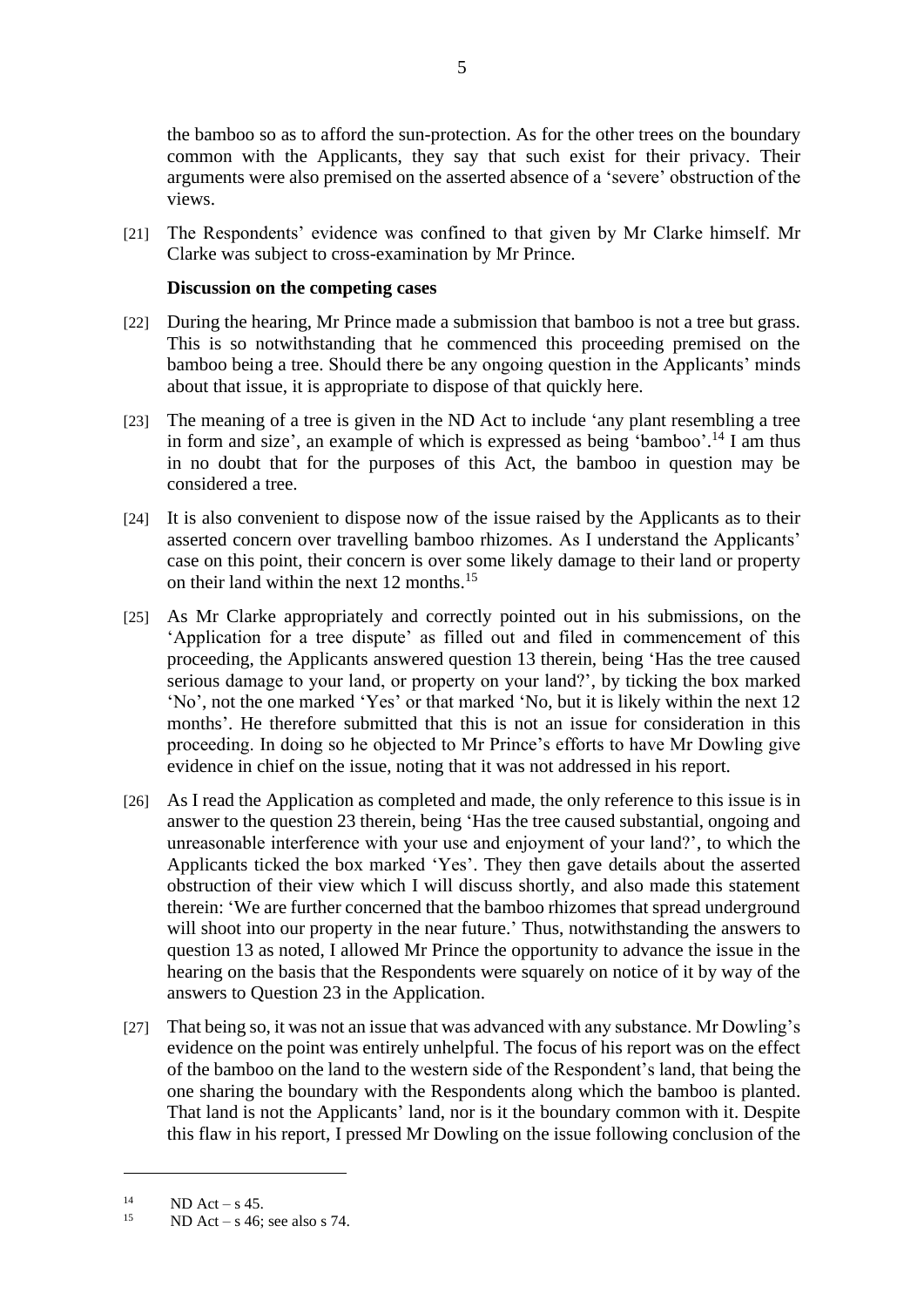the bamboo so as to afford the sun-protection. As for the other trees on the boundary common with the Applicants, they say that such exist for their privacy. Their arguments were also premised on the asserted absence of a 'severe' obstruction of the views.

[21] The Respondents' evidence was confined to that given by Mr Clarke himself. Mr Clarke was subject to cross-examination by Mr Prince.

**Discussion on the competing cases**

[22] During the hearing, Mr Prince made a submission that bamboo is not a tree but grass. This is so notwithstanding that he commenced this proceeding premised on the bamboo being a tree. Should there be any ongoing question in the Applicants' minds about that issue, it is appropriate to dispose of that quickly here.

[23] The meaning of a tree is given in the ND Act to include 'any plant resembling a tree in form and size', an example of which is expressed as being 'bamboo'.[14] I am thus in no doubt that for the purposes of this Act, the bamboo in question may be considered a tree.

[24] It is also convenient to dispose now of the issue raised by the Applicants as to their asserted concern over travelling bamboo rhizomes. As I understand the Applicants' case on this point, their concern is over some likely damage to their land or property on their land within the next 12 months.[15]

[25] As Mr Clarke appropriately and correctly pointed out in his submissions, on the 'Application for a tree dispute' as filled out and filed in commencement of this proceeding, the Applicants answered question 13 therein, being 'Has the tree caused serious damage to your land, or property on your land?', by ticking the box marked 'No', not the one marked 'Yes' or that marked 'No, but it is likely within the next 12 months'. He therefore submitted that this is not an issue for consideration in this proceeding. In doing so he objected to Mr Prince's efforts to have Mr Dowling give evidence in chief on the issue, noting that it was not addressed in his report.

[26] As I read the Application as completed and made, the only reference to this issue is in answer to the question 23 therein, being 'Has the tree caused substantial, ongoing and unreasonable interference with your use and enjoyment of your land?', to which the Applicants ticked the box marked 'Yes'. They then gave details about the asserted obstruction of their view which I will discuss shortly, and also made this statement therein: 'We are further concerned that the bamboo rhizomes that spread underground will shoot into our property in the near future.' Thus, notwithstanding the answers to question 13 as noted, I allowed Mr Prince the opportunity to advance the issue in the hearing on the basis that the Respondents were squarely on notice of it by way of the answers to Question 23 in the Application.

[27] That being so, it was not an issue that was advanced with any substance. Mr Dowling's evidence on the point was entirely unhelpful. The focus of his report was on the effect of the bamboo on the land to the western side of the Respondent's land, that being the one sharing the boundary with the Respondents along which the bamboo is planted. That land is not the Applicants' land, nor is it the boundary common with it. Despite this flaw in his report, I pressed Mr Dowling on the issue following conclusion of the

---

[14] ND Act – s 45.

[15] ND Act – s 46; see also s 74.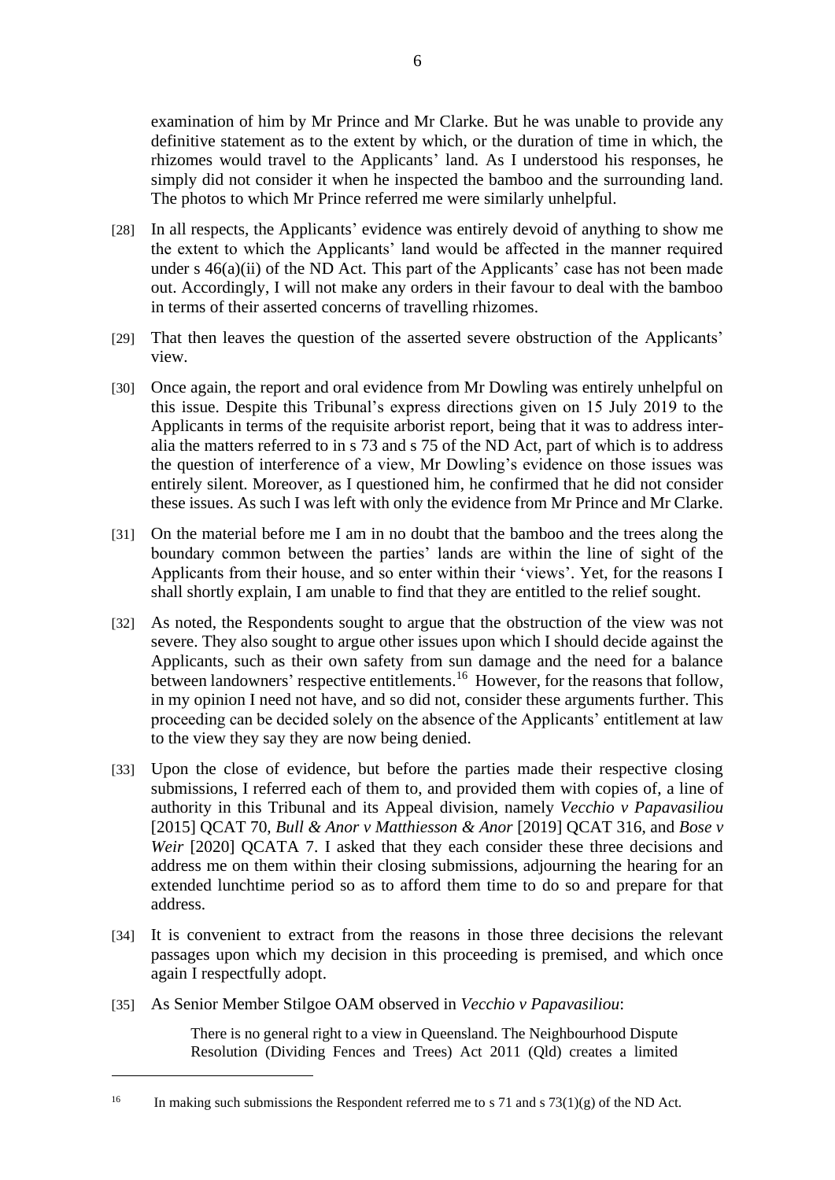examination of him by Mr Prince and Mr Clarke. But he was unable to provide any definitive statement as to the extent by which, or the duration of time in which, the rhizomes would travel to the Applicants' land. As I understood his responses, he simply did not consider it when he inspected the bamboo and the surrounding land. The photos to which Mr Prince referred me were similarly unhelpful.

[28] In all respects, the Applicants' evidence was entirely devoid of anything to show me the extent to which the Applicants' land would be affected in the manner required under s 46(a)(ii) of the ND Act. This part of the Applicants' case has not been made out. Accordingly, I will not make any orders in their favour to deal with the bamboo in terms of their asserted concerns of travelling rhizomes.

[29] That then leaves the question of the asserted severe obstruction of the Applicants' view.

[30] Once again, the report and oral evidence from Mr Dowling was entirely unhelpful on this issue. Despite this Tribunal's express directions given on 15 July 2019 to the Applicants in terms of the requisite arborist report, being that it was to address inter-alia the matters referred to in s 73 and s 75 of the ND Act, part of which is to address the question of interference of a view, Mr Dowling's evidence on those issues was entirely silent. Moreover, as I questioned him, he confirmed that he did not consider these issues. As such I was left with only the evidence from Mr Prince and Mr Clarke.

[31] On the material before me I am in no doubt that the bamboo and the trees along the boundary common between the parties' lands are within the line of sight of the Applicants from their house, and so enter within their 'views'. Yet, for the reasons I shall shortly explain, I am unable to find that they are entitled to the relief sought.

[32] As noted, the Respondents sought to argue that the obstruction of the view was not severe. They also sought to argue other issues upon which I should decide against the Applicants, such as their own safety from sun damage and the need for a balance between landowners' respective entitlements.[16] However, for the reasons that follow, in my opinion I need not have, and so did not, consider these arguments further. This proceeding can be decided solely on the absence of the Applicants' entitlement at law to the view they say they are now being denied.

[33] Upon the close of evidence, but before the parties made their respective closing submissions, I referred each of them to, and provided them with copies of, a line of authority in this Tribunal and its Appeal division, namely *Vecchio v Papavasiliou* [2015] QCAT 70, *Bull & Anor v Matthiesson & Anor* [2019] QCAT 316, and *Bose v Weir* [2020] QCATA 7. I asked that they each consider these three decisions and address me on them within their closing submissions, adjourning the hearing for an extended lunchtime period so as to afford them time to do so and prepare for that address.

[34] It is convenient to extract from the reasons in those three decisions the relevant passages upon which my decision in this proceeding is premised, and which once again I respectfully adopt.

[35] As Senior Member Stilgoe OAM observed in *Vecchio v Papavasiliou*:

> There is no general right to a view in Queensland. The Neighbourhood Dispute Resolution (Dividing Fences and Trees) Act 2011 (Qld) creates a limited

---

[16] In making such submissions the Respondent referred me to s 71 and s 73(1)(g) of the ND Act.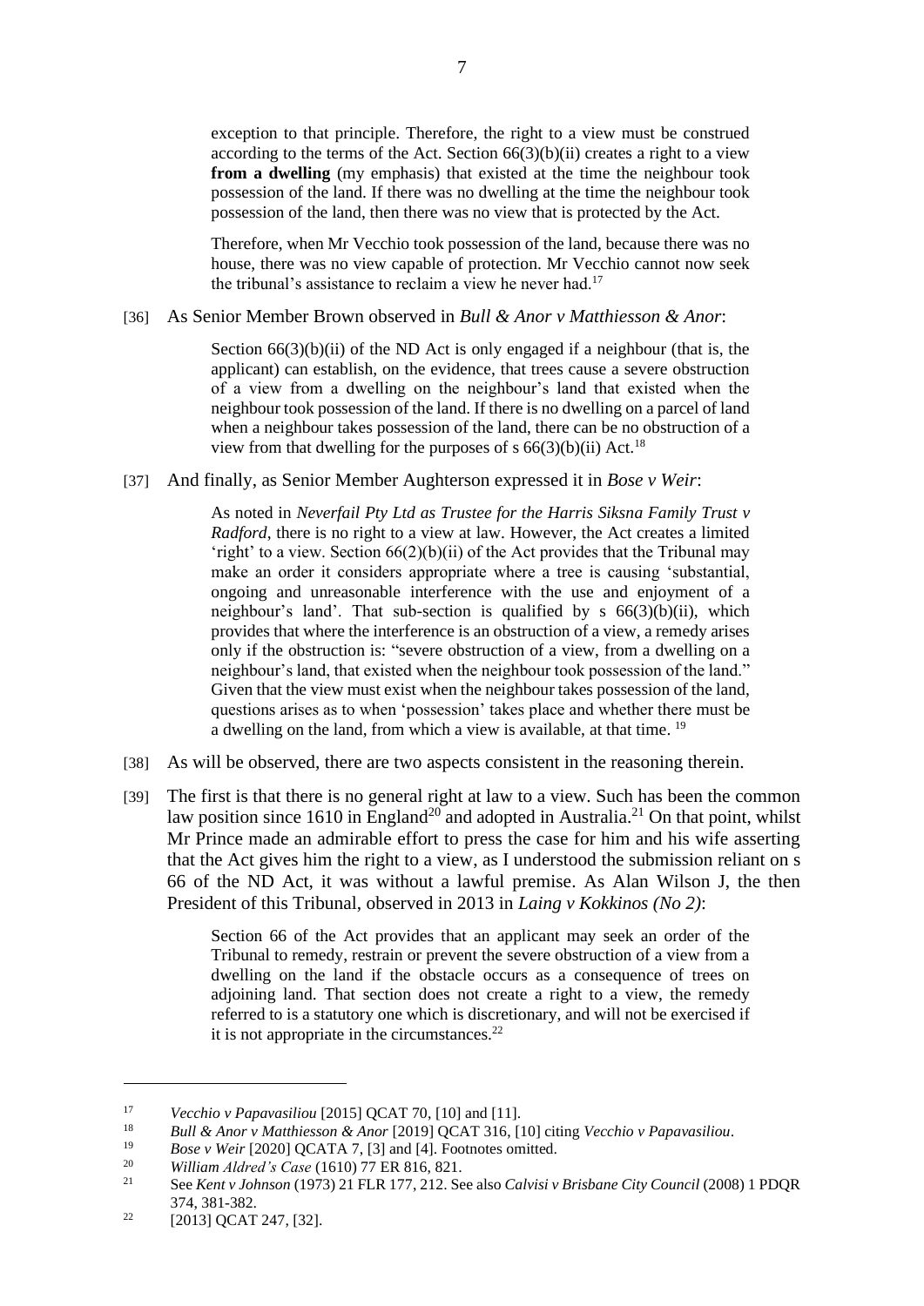exception to that principle. Therefore, the right to a view must be construed according to the terms of the Act. Section 66(3)(b)(ii) creates a right to a view **from a dwelling** (my emphasis) that existed at the time the neighbour took possession of the land. If there was no dwelling at the time the neighbour took possession of the land, then there was no view that is protected by the Act.

> Therefore, when Mr Vecchio took possession of the land, because there was no house, there was no view capable of protection. Mr Vecchio cannot now seek the tribunal's assistance to reclaim a view he never had.[17]

[36] As Senior Member Brown observed in *Bull & Anor v Matthiesson & Anor*:

> Section 66(3)(b)(ii) of the ND Act is only engaged if a neighbour (that is, the applicant) can establish, on the evidence, that trees cause a severe obstruction of a view from a dwelling on the neighbour's land that existed when the neighbour took possession of the land. If there is no dwelling on a parcel of land when a neighbour takes possession of the land, there can be no obstruction of a view from that dwelling for the purposes of s 66(3)(b)(ii) Act.[18]

[37] And finally, as Senior Member Aughterson expressed it in *Bose v Weir*:

> As noted in *Neverfail Pty Ltd as Trustee for the Harris Siksna Family Trust v Radford*, there is no right to a view at law. However, the Act creates a limited 'right' to a view. Section 66(2)(b)(ii) of the Act provides that the Tribunal may make an order it considers appropriate where a tree is causing 'substantial, ongoing and unreasonable interference with the use and enjoyment of a neighbour's land'. That sub-section is qualified by s 66(3)(b)(ii), which provides that where the interference is an obstruction of a view, a remedy arises only if the obstruction is: "severe obstruction of a view, from a dwelling on a neighbour's land, that existed when the neighbour took possession of the land." Given that the view must exist when the neighbour takes possession of the land, questions arises as to when 'possession' takes place and whether there must be a dwelling on the land, from which a view is available, at that time.[19]

[38] As will be observed, there are two aspects consistent in the reasoning therein.

[39] The first is that there is no general right at law to a view. Such has been the common law position since 1610 in England[20] and adopted in Australia.[21] On that point, whilst Mr Prince made an admirable effort to press the case for him and his wife asserting that the Act gives him the right to a view, as I understood the submission reliant on s 66 of the ND Act, it was without a lawful premise. As Alan Wilson J, the then President of this Tribunal, observed in 2013 in *Laing v Kokkinos (No 2)*:

> Section 66 of the Act provides that an applicant may seek an order of the Tribunal to remedy, restrain or prevent the severe obstruction of a view from a dwelling on the land if the obstacle occurs as a consequence of trees on adjoining land. That section does not create a right to a view, the remedy referred to is a statutory one which is discretionary, and will not be exercised if it is not appropriate in the circumstances.[22]

---

[17] *Vecchio v Papavasiliou* [2015] QCAT 70, [10] and [11].

[18] *Bull & Anor v Matthiesson & Anor* [2019] QCAT 316, [10] citing *Vecchio v Papavasiliou*.

[19] *Bose v Weir* [2020] QCATA 7, [3] and [4]. Footnotes omitted.

[20] *William Aldred's Case* (1610) 77 ER 816, 821.

[21] See *Kent v Johnson* (1973) 21 FLR 177, 212. See also *Calvisi v Brisbane City Council* (2008) 1 PDQR 374, 381-382.

[22] [2013] QCAT 247, [32].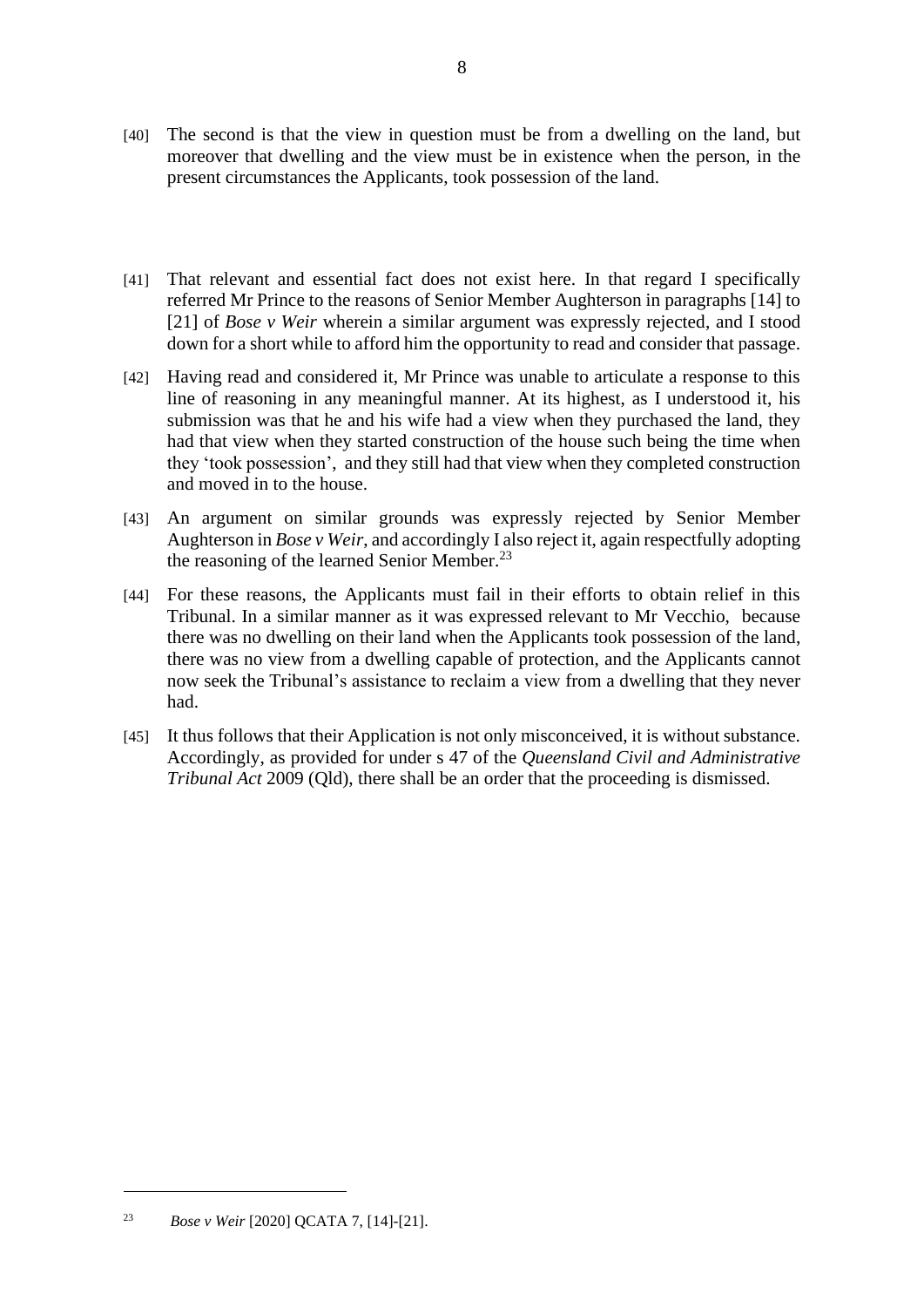[40] The second is that the view in question must be from a dwelling on the land, but moreover that dwelling and the view must be in existence when the person, in the present circumstances the Applicants, took possession of the land.

[41] That relevant and essential fact does not exist here. In that regard I specifically referred Mr Prince to the reasons of Senior Member Aughterson in paragraphs [14] to [21] of *Bose v Weir* wherein a similar argument was expressly rejected, and I stood down for a short while to afford him the opportunity to read and consider that passage.

[42] Having read and considered it, Mr Prince was unable to articulate a response to this line of reasoning in any meaningful manner. At its highest, as I understood it, his submission was that he and his wife had a view when they purchased the land, they had that view when they started construction of the house such being the time when they 'took possession', and they still had that view when they completed construction and moved in to the house.

[43] An argument on similar grounds was expressly rejected by Senior Member Aughterson in *Bose v Weir*, and accordingly I also reject it, again respectfully adopting the reasoning of the learned Senior Member.[23]

[44] For these reasons, the Applicants must fail in their efforts to obtain relief in this Tribunal. In a similar manner as it was expressed relevant to Mr Vecchio, because there was no dwelling on their land when the Applicants took possession of the land, there was no view from a dwelling capable of protection, and the Applicants cannot now seek the Tribunal's assistance to reclaim a view from a dwelling that they never had.

[45] It thus follows that their Application is not only misconceived, it is without substance. Accordingly, as provided for under s 47 of the *Queensland Civil and Administrative Tribunal Act* 2009 (Qld), there shall be an order that the proceeding is dismissed.

---

[23] *Bose v Weir* [2020] QCATA 7, [14]-[21].